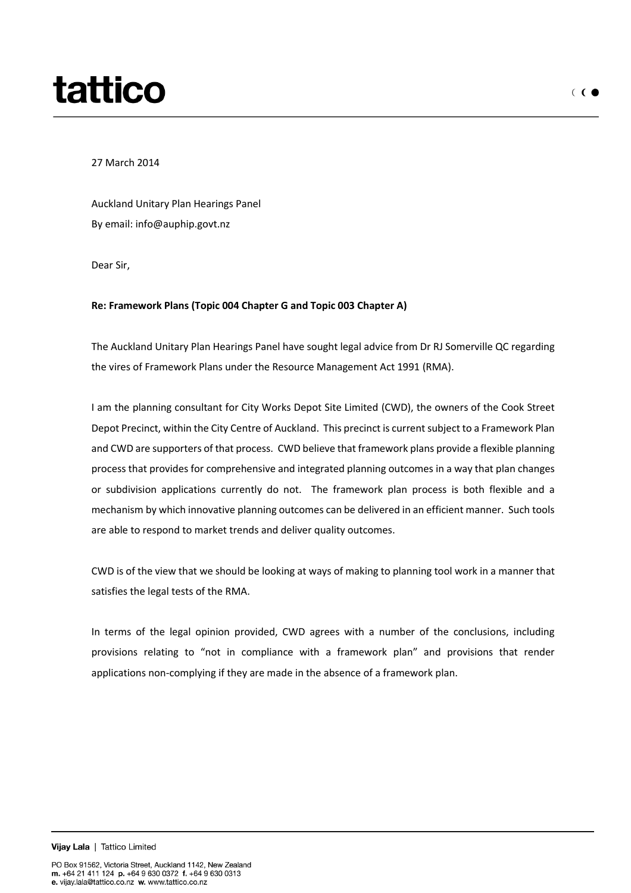# tattico

27 March 2014

Auckland Unitary Plan Hearings Panel
By email: info@auphip.govt.nz

Dear Sir,

**Re: Framework Plans (Topic 004 Chapter G and Topic 003 Chapter A)**

The Auckland Unitary Plan Hearings Panel have sought legal advice from Dr RJ Somerville QC regarding the vires of Framework Plans under the Resource Management Act 1991 (RMA).

I am the planning consultant for City Works Depot Site Limited (CWD), the owners of the Cook Street Depot Precinct, within the City Centre of Auckland. This precinct is current subject to a Framework Plan and CWD are supporters of that process. CWD believe that framework plans provide a flexible planning process that provides for comprehensive and integrated planning outcomes in a way that plan changes or subdivision applications currently do not. The framework plan process is both flexible and a mechanism by which innovative planning outcomes can be delivered in an efficient manner. Such tools are able to respond to market trends and deliver quality outcomes.

CWD is of the view that we should be looking at ways of making to planning tool work in a manner that satisfies the legal tests of the RMA.

In terms of the legal opinion provided, CWD agrees with a number of the conclusions, including provisions relating to "not in compliance with a framework plan" and provisions that render applications non-complying if they are made in the absence of a framework plan.

**Vijay Lala** | Tattico Limited

PO Box 91562, Victoria Street, Auckland 1142, New Zealand
**m.** +64 21 411 124 **p.** +64 9 630 0372 **f.** +64 9 630 0313
**e.** vijay.lala@tattico.co.nz **w.** www.tattico.co.nz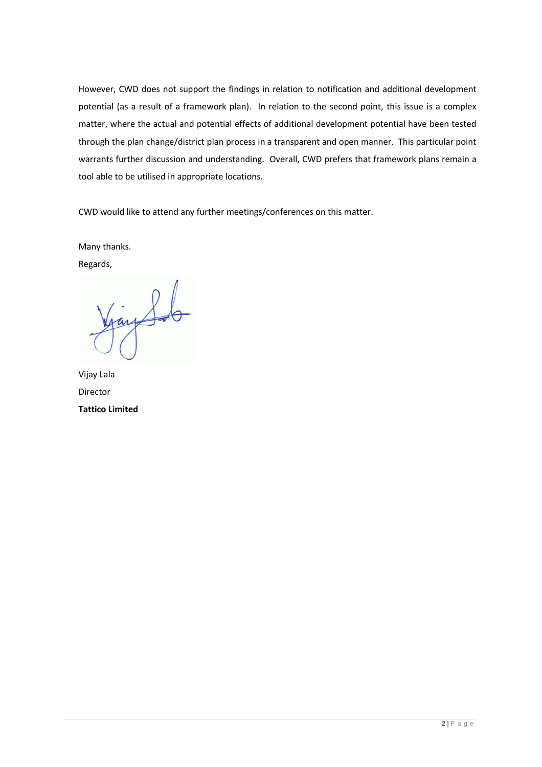However, CWD does not support the findings in relation to notification and additional development potential (as a result of a framework plan). In relation to the second point, this issue is a complex matter, where the actual and potential effects of additional development potential have been tested through the plan change/district plan process in a transparent and open manner. This particular point warrants further discussion and understanding. Overall, CWD prefers that framework plans remain a tool able to be utilised in appropriate locations.

CWD would like to attend any further meetings/conferences on this matter.

Many thanks.

Regards,

Vijay Lala

Director

**Tattico Limited**